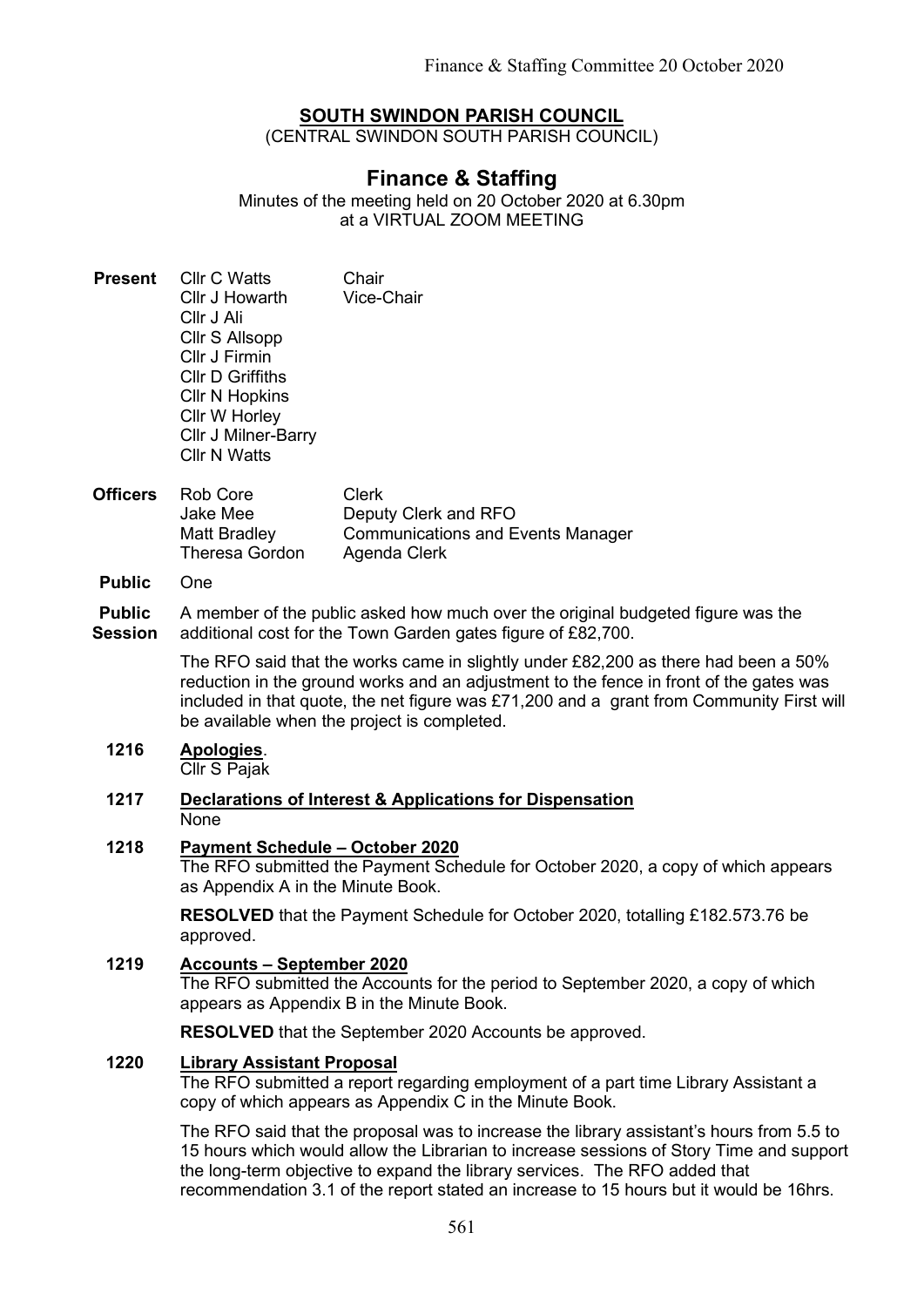**SOUTH SWINDON PARISH COUNCIL**

(CENTRAL SWINDON SOUTH PARISH COUNCIL)

# Finance & Staffing

Minutes of the meeting held on 20 October 2020 at 6.30pm
at a VIRTUAL ZOOM MEETING

| | | |
|---|---|---|
| **Present** | Cllr C Watts | Chair |
| | Cllr J Howarth | Vice-Chair |
| | Cllr J Ali | |
| | Cllr S Allsopp | |
| | Cllr J Firmin | |
| | Cllr D Griffiths | |
| | Cllr N Hopkins | |
| | Cllr W Horley | |
| | Cllr J Milner-Barry | |
| | Cllr N Watts | |

| | | |
|---|---|---|
| **Officers** | Rob Core | Clerk |
| | Jake Mee | Deputy Clerk and RFO |
| | Matt Bradley | Communications and Events Manager |
| | Theresa Gordon | Agenda Clerk |

**Public** One

**Public Session** A member of the public asked how much over the original budgeted figure was the additional cost for the Town Garden gates figure of £82,700.

The RFO said that the works came in slightly under £82,200 as there had been a 50% reduction in the ground works and an adjustment to the fence in front of the gates was included in that quote, the net figure was £71,200 and a grant from Community First will be available when the project is completed.

**1216 Apologies**.

Cllr S Pajak

**1217 Declarations of Interest & Applications for Dispensation**

None

**1218 Payment Schedule – October 2020**

The RFO submitted the Payment Schedule for October 2020, a copy of which appears as Appendix A in the Minute Book.

**RESOLVED** that the Payment Schedule for October 2020, totalling £182.573.76 be approved.

**1219 Accounts – September 2020**

The RFO submitted the Accounts for the period to September 2020, a copy of which appears as Appendix B in the Minute Book.

**RESOLVED** that the September 2020 Accounts be approved.

**1220 Library Assistant Proposal**

The RFO submitted a report regarding employment of a part time Library Assistant a copy of which appears as Appendix C in the Minute Book.

The RFO said that the proposal was to increase the library assistant's hours from 5.5 to 15 hours which would allow the Librarian to increase sessions of Story Time and support the long-term objective to expand the library services. The RFO added that recommendation 3.1 of the report stated an increase to 15 hours but it would be 16hrs.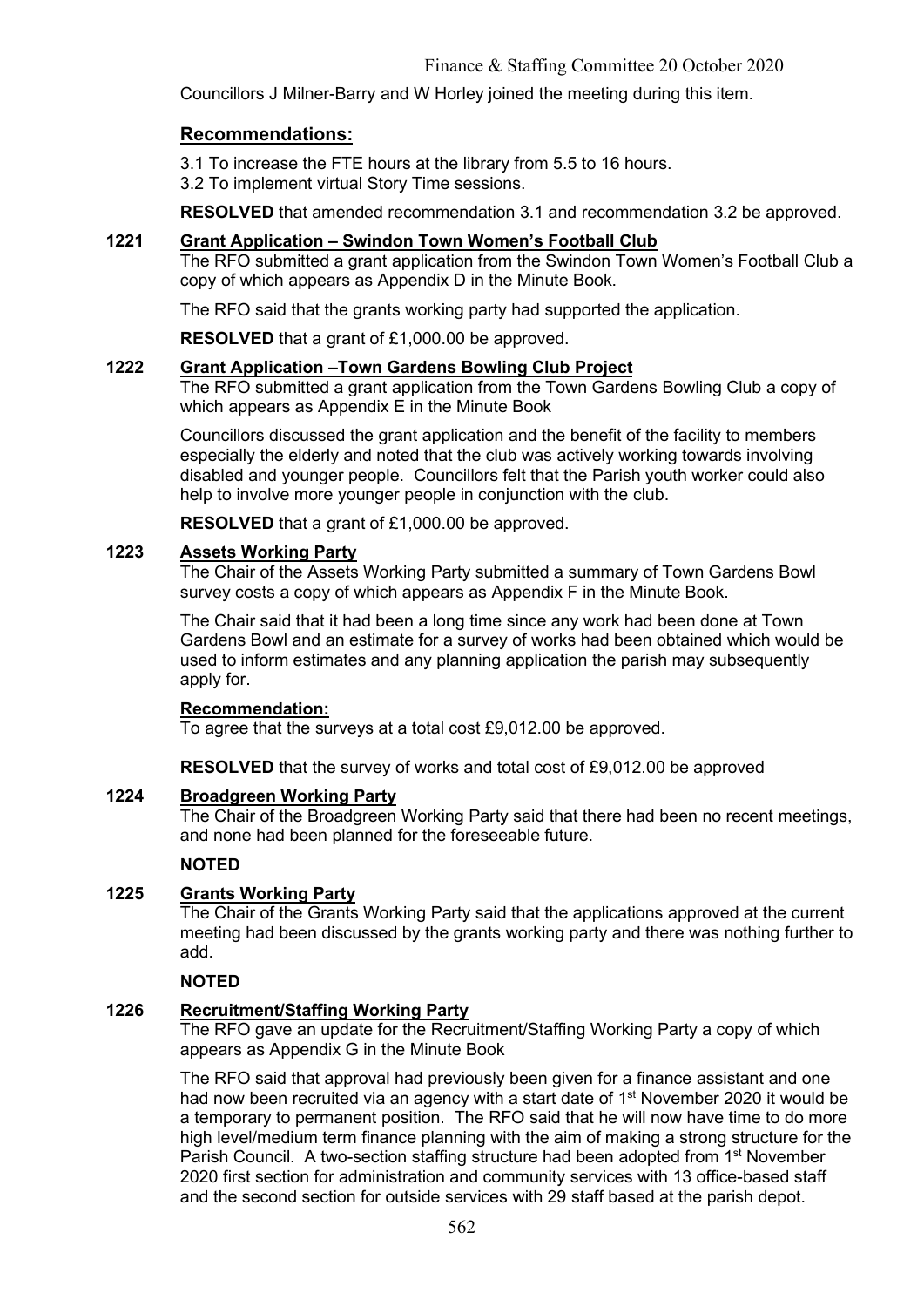Councillors J Milner-Barry and W Horley joined the meeting during this item.

### Recommendations:

3.1 To increase the FTE hours at the library from 5.5 to 16 hours.
3.2 To implement virtual Story Time sessions.

**RESOLVED** that amended recommendation 3.1 and recommendation 3.2 be approved.

### 1221 Grant Application – Swindon Town Women's Football Club

The RFO submitted a grant application from the Swindon Town Women's Football Club a copy of which appears as Appendix D in the Minute Book.

The RFO said that the grants working party had supported the application.

**RESOLVED** that a grant of £1,000.00 be approved.

### 1222 Grant Application –Town Gardens Bowling Club Project

The RFO submitted a grant application from the Town Gardens Bowling Club a copy of which appears as Appendix E in the Minute Book

Councillors discussed the grant application and the benefit of the facility to members especially the elderly and noted that the club was actively working towards involving disabled and younger people. Councillors felt that the Parish youth worker could also help to involve more younger people in conjunction with the club.

**RESOLVED** that a grant of £1,000.00 be approved.

### 1223 Assets Working Party

The Chair of the Assets Working Party submitted a summary of Town Gardens Bowl survey costs a copy of which appears as Appendix F in the Minute Book.

The Chair said that it had been a long time since any work had been done at Town Gardens Bowl and an estimate for a survey of works had been obtained which would be used to inform estimates and any planning application the parish may subsequently apply for.

**Recommendation:**
To agree that the surveys at a total cost £9,012.00 be approved.

**RESOLVED** that the survey of works and total cost of £9,012.00 be approved

### 1224 Broadgreen Working Party

The Chair of the Broadgreen Working Party said that there had been no recent meetings, and none had been planned for the foreseeable future.

**NOTED**

### 1225 Grants Working Party

The Chair of the Grants Working Party said that the applications approved at the current meeting had been discussed by the grants working party and there was nothing further to add.

**NOTED**

### 1226 Recruitment/Staffing Working Party

The RFO gave an update for the Recruitment/Staffing Working Party a copy of which appears as Appendix G in the Minute Book

The RFO said that approval had previously been given for a finance assistant and one had now been recruited via an agency with a start date of 1st November 2020 it would be a temporary to permanent position. The RFO said that he will now have time to do more high level/medium term finance planning with the aim of making a strong structure for the Parish Council. A two-section staffing structure had been adopted from 1st November 2020 first section for administration and community services with 13 office-based staff and the second section for outside services with 29 staff based at the parish depot.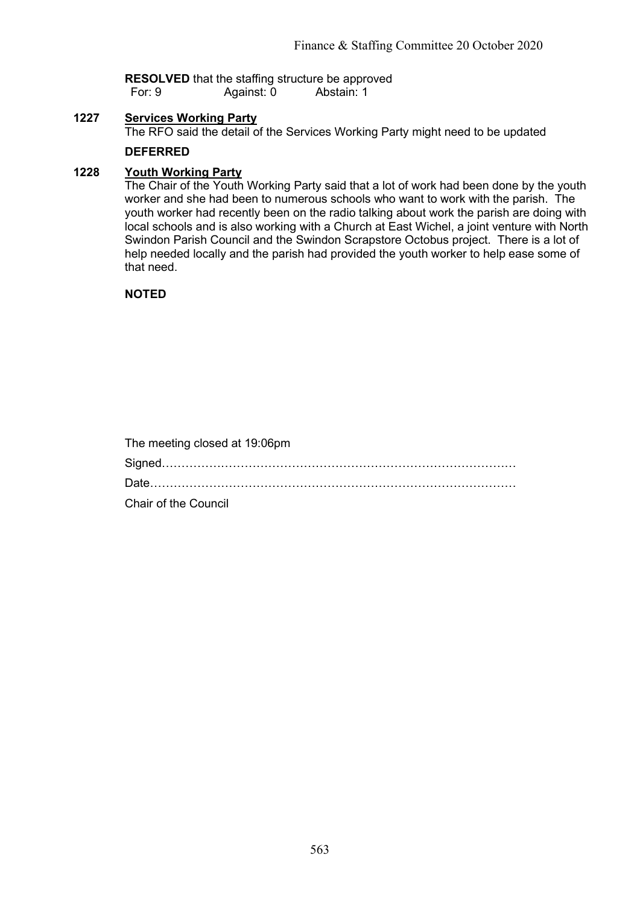**RESOLVED** that the staffing structure be approved
For: 9 Against: 0 Abstain: 1

**1227 Services Working Party**

The RFO said the detail of the Services Working Party might need to be updated

**DEFERRED**

**1228 Youth Working Party**

The Chair of the Youth Working Party said that a lot of work had been done by the youth worker and she had been to numerous schools who want to work with the parish. The youth worker had recently been on the radio talking about work the parish are doing with local schools and is also working with a Church at East Wichel, a joint venture with North Swindon Parish Council and the Swindon Scrapstore Octobus project. There is a lot of help needed locally and the parish had provided the youth worker to help ease some of that need.

**NOTED**

The meeting closed at 19:06pm

Signed………………………………………………………………………………

Date…………………………………………………………………………………

Chair of the Council